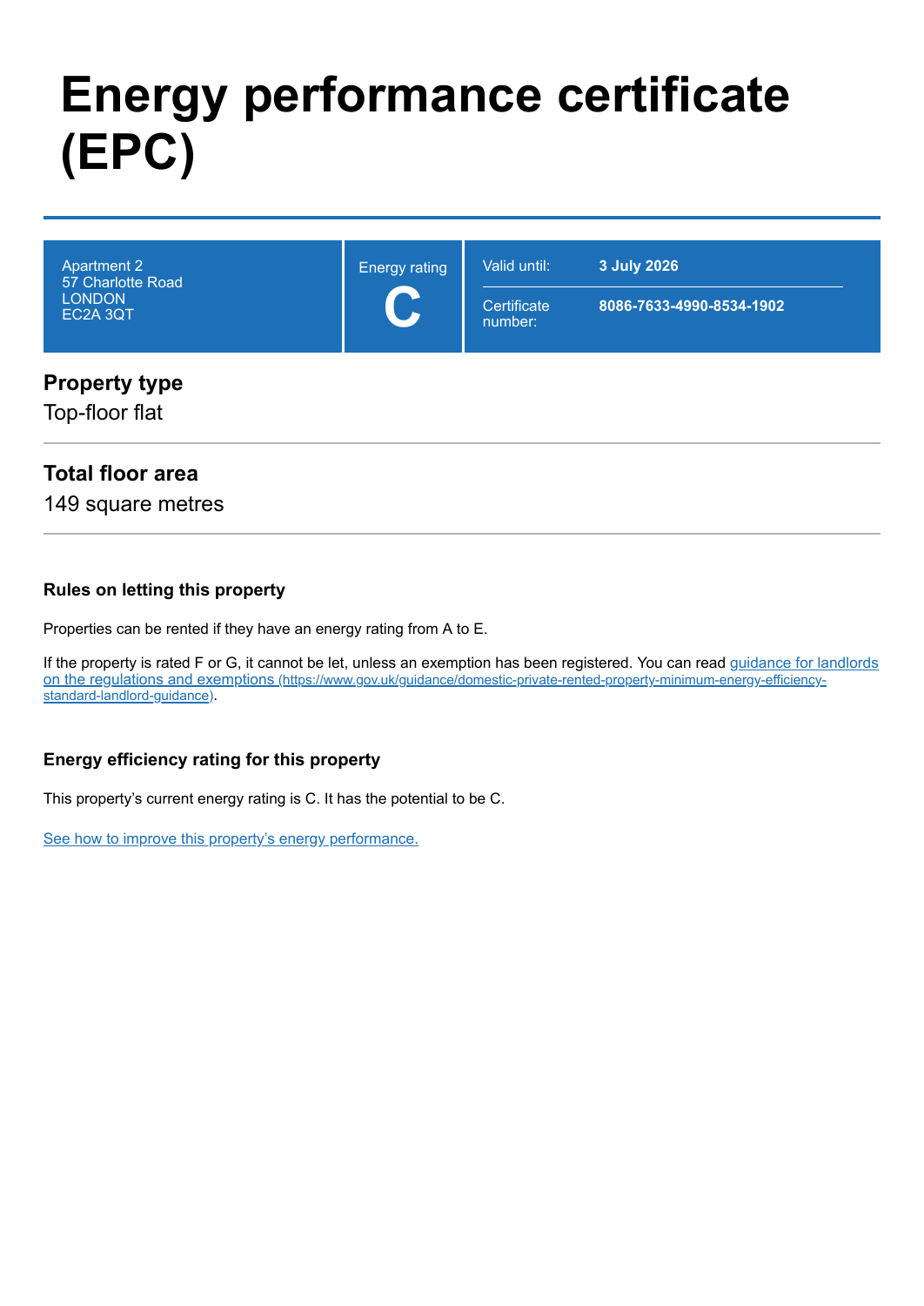# Energy performance certificate (EPC)

| Apartment 2<br>57 Charlotte Road<br>LONDON<br>EC2A 3QT | Energy rating<br>**C** | Valid until: **3 July 2026**<br>Certificate number: **8086-7633-4990-8534-1902** |
| --- | --- | --- |

## Property type

Top-floor flat

## Total floor area

149 square metres

### Rules on letting this property

Properties can be rented if they have an energy rating from A to E.

If the property is rated F or G, it cannot be let, unless an exemption has been registered. You can read [guidance for landlords on the regulations and exemptions](https://www.gov.uk/guidance/domestic-private-rented-property-minimum-energy-efficiency-standard-landlord-guidance) (https://www.gov.uk/guidance/domestic-private-rented-property-minimum-energy-efficiency-standard-landlord-guidance).

### Energy efficiency rating for this property

This property's current energy rating is C. It has the potential to be C.

See how to improve this property's energy performance.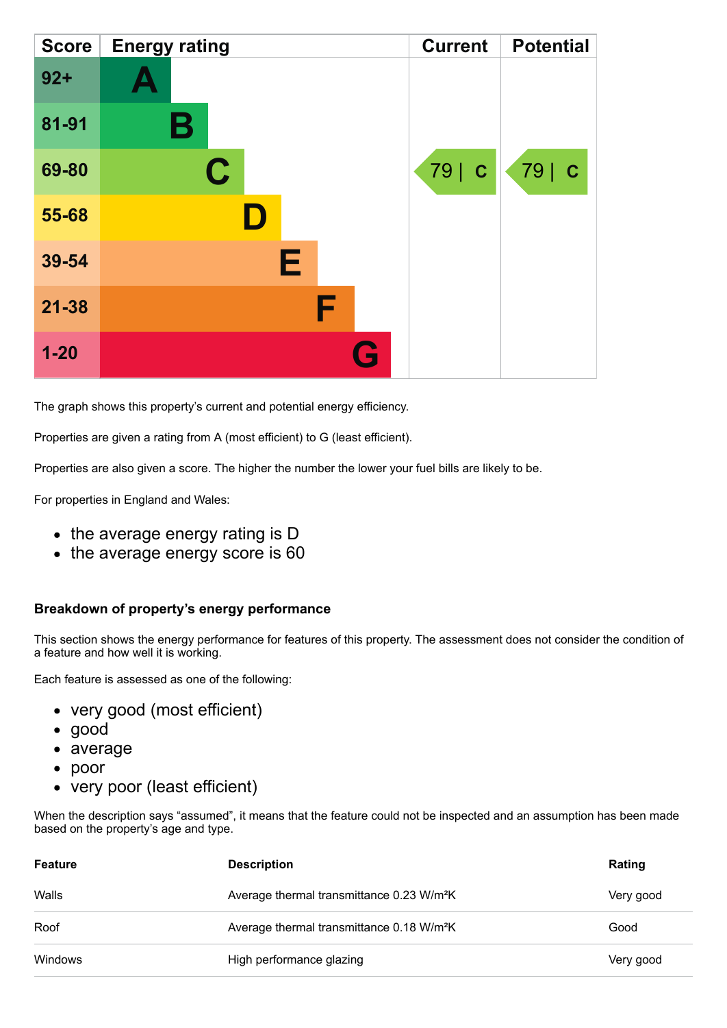| Score | Energy rating | Current | Potential |
|---|---|---|---|
| 92+ | A | | |
| 81-91 | B | | |
| 69-80 | C | 79 \| C | 79 \| C |
| 55-68 | D | | |
| 39-54 | E | | |
| 21-38 | F | | |
| 1-20 | G | | |

The graph shows this property's current and potential energy efficiency.

Properties are given a rating from A (most efficient) to G (least efficient).

Properties are also given a score. The higher the number the lower your fuel bills are likely to be.

For properties in England and Wales:

- the average energy rating is D
- the average energy score is 60

### Breakdown of property's energy performance

This section shows the energy performance for features of this property. The assessment does not consider the condition of a feature and how well it is working.

Each feature is assessed as one of the following:

- very good (most efficient)
- good
- average
- poor
- very poor (least efficient)

When the description says "assumed", it means that the feature could not be inspected and an assumption has been made based on the property's age and type.

| Feature | Description | Rating |
|---|---|---|
| Walls | Average thermal transmittance 0.23 W/m²K | Very good |
| Roof | Average thermal transmittance 0.18 W/m²K | Good |
| Windows | High performance glazing | Very good |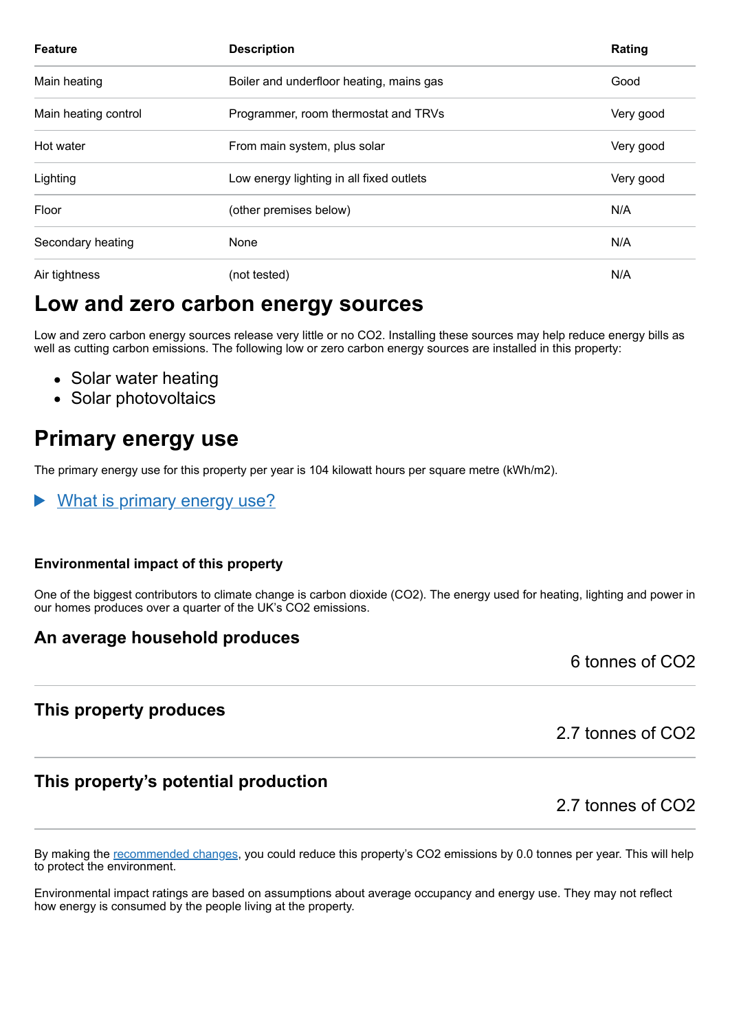| Feature | Description | Rating |
| --- | --- | --- |
| Main heating | Boiler and underfloor heating, mains gas | Good |
| Main heating control | Programmer, room thermostat and TRVs | Very good |
| Hot water | From main system, plus solar | Very good |
| Lighting | Low energy lighting in all fixed outlets | Very good |
| Floor | (other premises below) | N/A |
| Secondary heating | None | N/A |
| Air tightness | (not tested) | N/A |

# Low and zero carbon energy sources

Low and zero carbon energy sources release very little or no $CO_2$. Installing these sources may help reduce energy bills as well as cutting carbon emissions. The following low or zero carbon energy sources are installed in this property:

- Solar water heating
- Solar photovoltaics

# Primary energy use

The primary energy use for this property per year is 104 kilowatt hours per square metre (kWh/m2).

▶ What is primary energy use?

### Environmental impact of this property

One of the biggest contributors to climate change is carbon dioxide ($CO_2$). The energy used for heating, lighting and power in our homes produces over a quarter of the UK's $CO_2$ emissions.

## An average household produces

6 tonnes of $CO_2$

## This property produces

2.7 tonnes of $CO_2$

## This property's potential production

2.7 tonnes of $CO_2$

By making the recommended changes, you could reduce this property's $CO_2$ emissions by 0.0 tonnes per year. This will help to protect the environment.

Environmental impact ratings are based on assumptions about average occupancy and energy use. They may not reflect how energy is consumed by the people living at the property.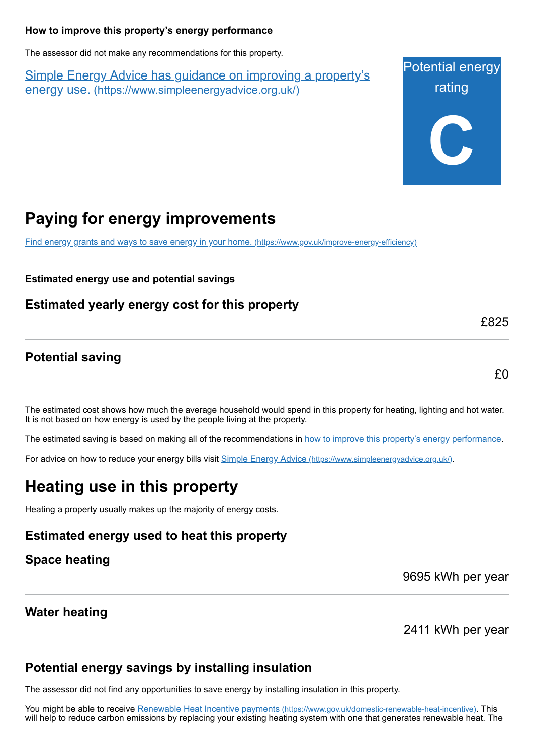### How to improve this property's energy performance

The assessor did not make any recommendations for this property.

[Simple Energy Advice has guidance on improving a property's energy use. (https://www.simpleenergyadvice.org.uk/)](https://www.simpleenergyadvice.org.uk/)

Potential energy rating

**C**

## Paying for energy improvements

[Find energy grants and ways to save energy in your home. (https://www.gov.uk/improve-energy-efficiency)](https://www.gov.uk/improve-energy-efficiency)

**Estimated energy use and potential savings**

### Estimated yearly energy cost for this property

£825

### Potential saving

£0

The estimated cost shows how much the average household would spend in this property for heating, lighting and hot water. It is not based on how energy is used by the people living at the property.

The estimated saving is based on making all of the recommendations in how to improve this property's energy performance.

For advice on how to reduce your energy bills visit [Simple Energy Advice (https://www.simpleenergyadvice.org.uk/)](https://www.simpleenergyadvice.org.uk/).

## Heating use in this property

Heating a property usually makes up the majority of energy costs.

### Estimated energy used to heat this property

### Space heating

9695 kWh per year

### Water heating

2411 kWh per year

### Potential energy savings by installing insulation

The assessor did not find any opportunities to save energy by installing insulation in this property.

You might be able to receive [Renewable Heat Incentive payments (https://www.gov.uk/domestic-renewable-heat-incentive)](https://www.gov.uk/domestic-renewable-heat-incentive). This will help to reduce carbon emissions by replacing your existing heating system with one that generates renewable heat. The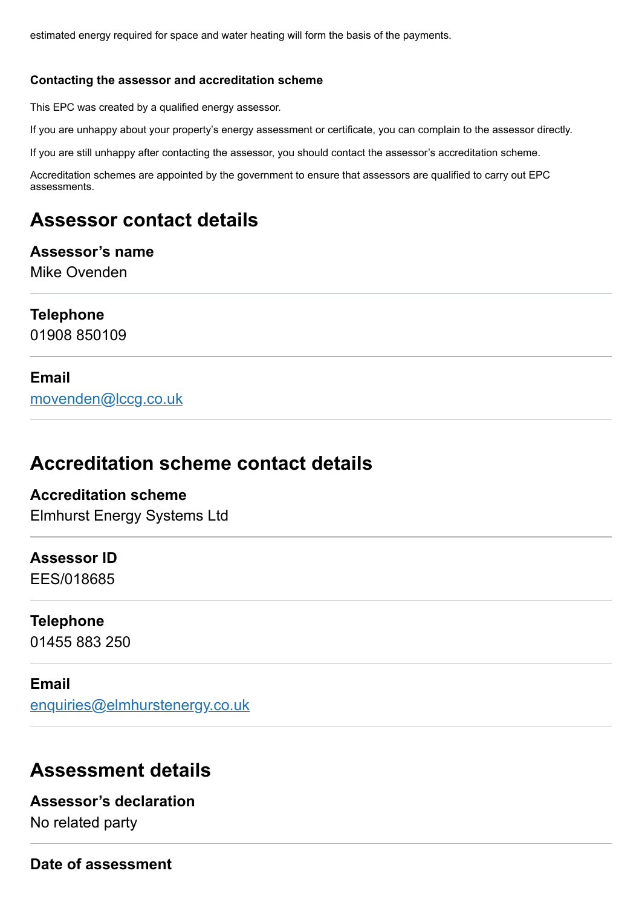estimated energy required for space and water heating will form the basis of the payments.

#### Contacting the assessor and accreditation scheme

This EPC was created by a qualified energy assessor.

If you are unhappy about your property's energy assessment or certificate, you can complain to the assessor directly.

If you are still unhappy after contacting the assessor, you should contact the assessor's accreditation scheme.

Accreditation schemes are appointed by the government to ensure that assessors are qualified to carry out EPC assessments.

## Assessor contact details

### Assessor's name
Mike Ovenden

### Telephone
01908 850109

### Email
movenden@lccg.co.uk

## Accreditation scheme contact details

### Accreditation scheme
Elmhurst Energy Systems Ltd

### Assessor ID
EES/018685

### Telephone
01455 883 250

### Email
enquiries@elmhurstenergy.co.uk

## Assessment details

### Assessor's declaration
No related party

### Date of assessment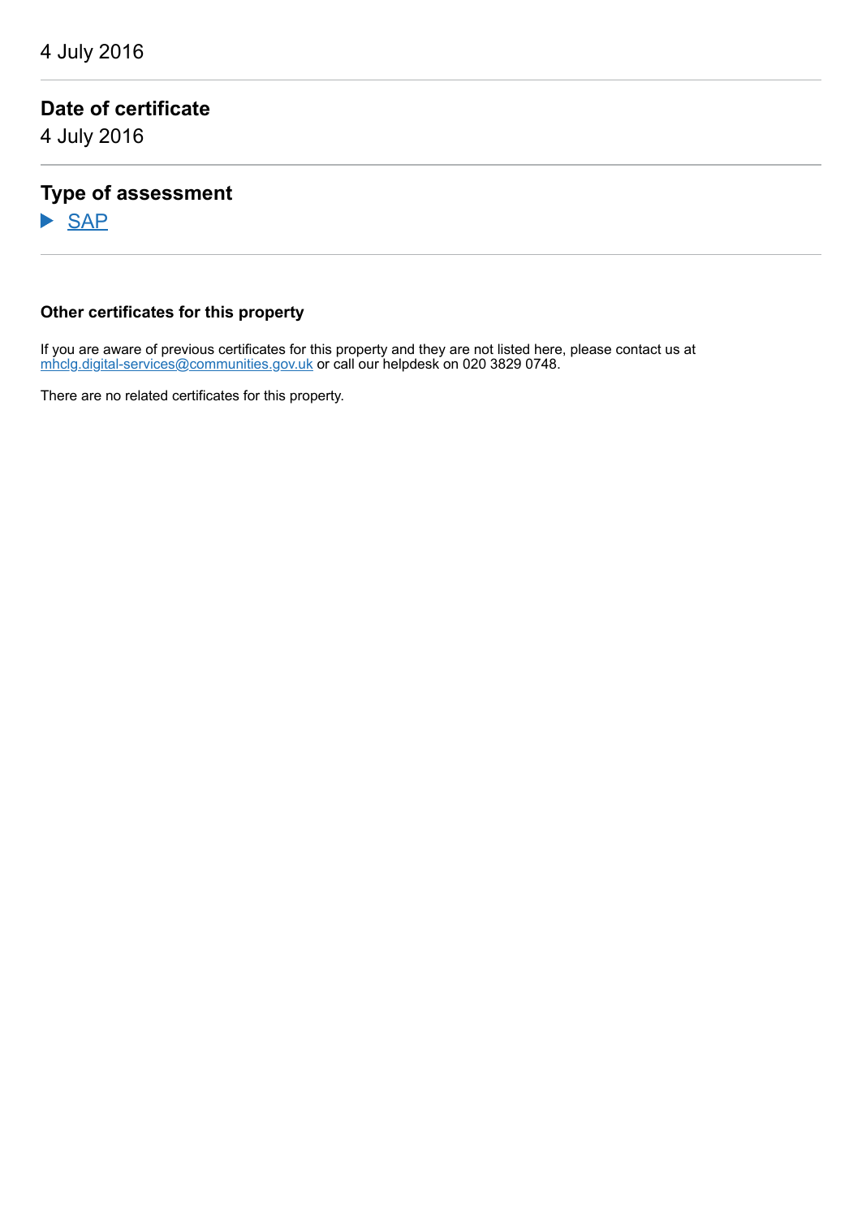4 July 2016

## Date of certificate

4 July 2016

## Type of assessment

▶ SAP

### Other certificates for this property

If you are aware of previous certificates for this property and they are not listed here, please contact us at mhclg.digital-services@communities.gov.uk or call our helpdesk on 020 3829 0748.

There are no related certificates for this property.